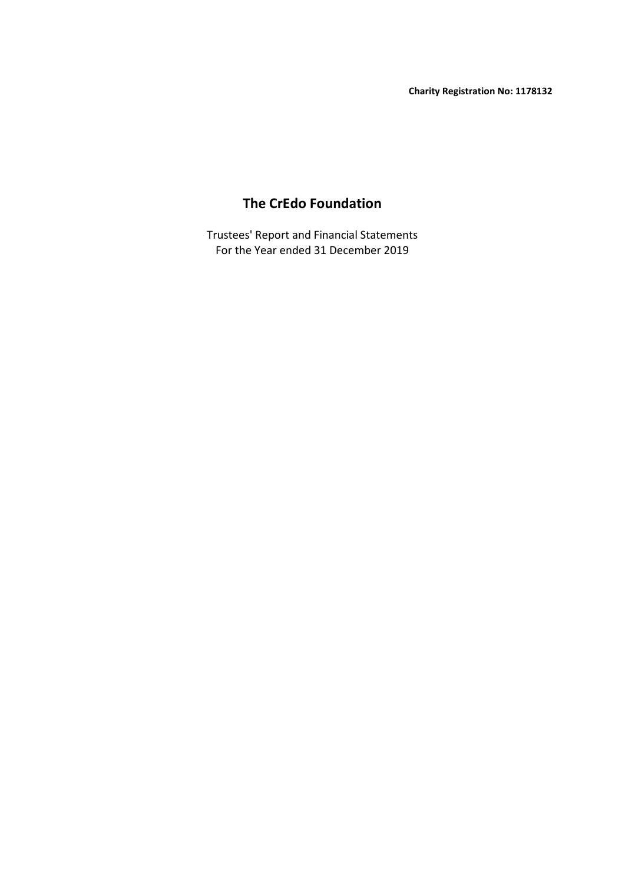**Charity Registration No: 1178132**

# The CrEdo Foundation

Trustees' Report and Financial Statements
For the Year ended 31 December 2019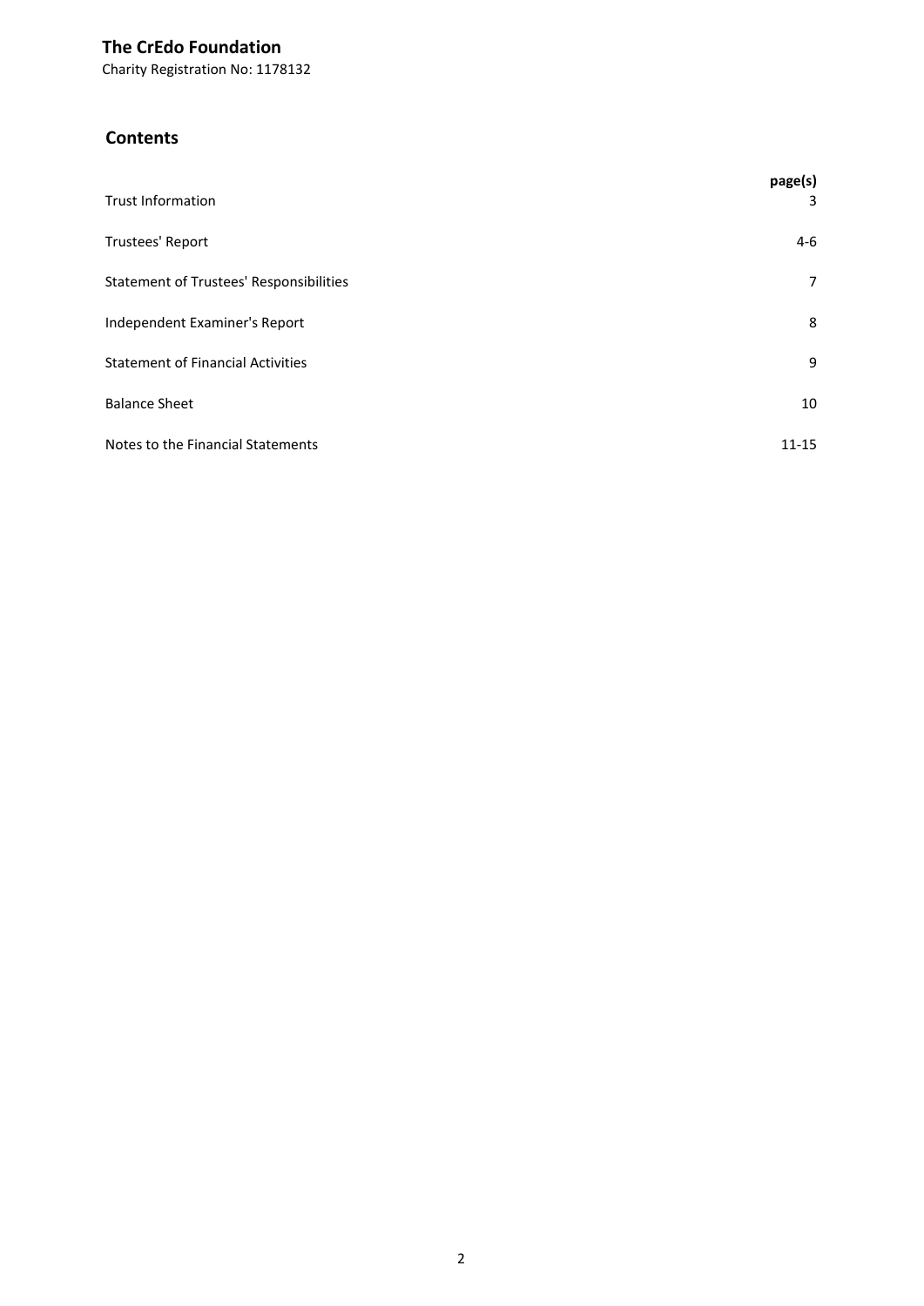**The CrEdo Foundation**

Charity Registration No: 1178132

## Contents

| | page(s) |
|---|---|
| Trust Information | 3 |
| Trustees' Report | 4-6 |
| Statement of Trustees' Responsibilities | 7 |
| Independent Examiner's Report | 8 |
| Statement of Financial Activities | 9 |
| Balance Sheet | 10 |
| Notes to the Financial Statements | 11-15 |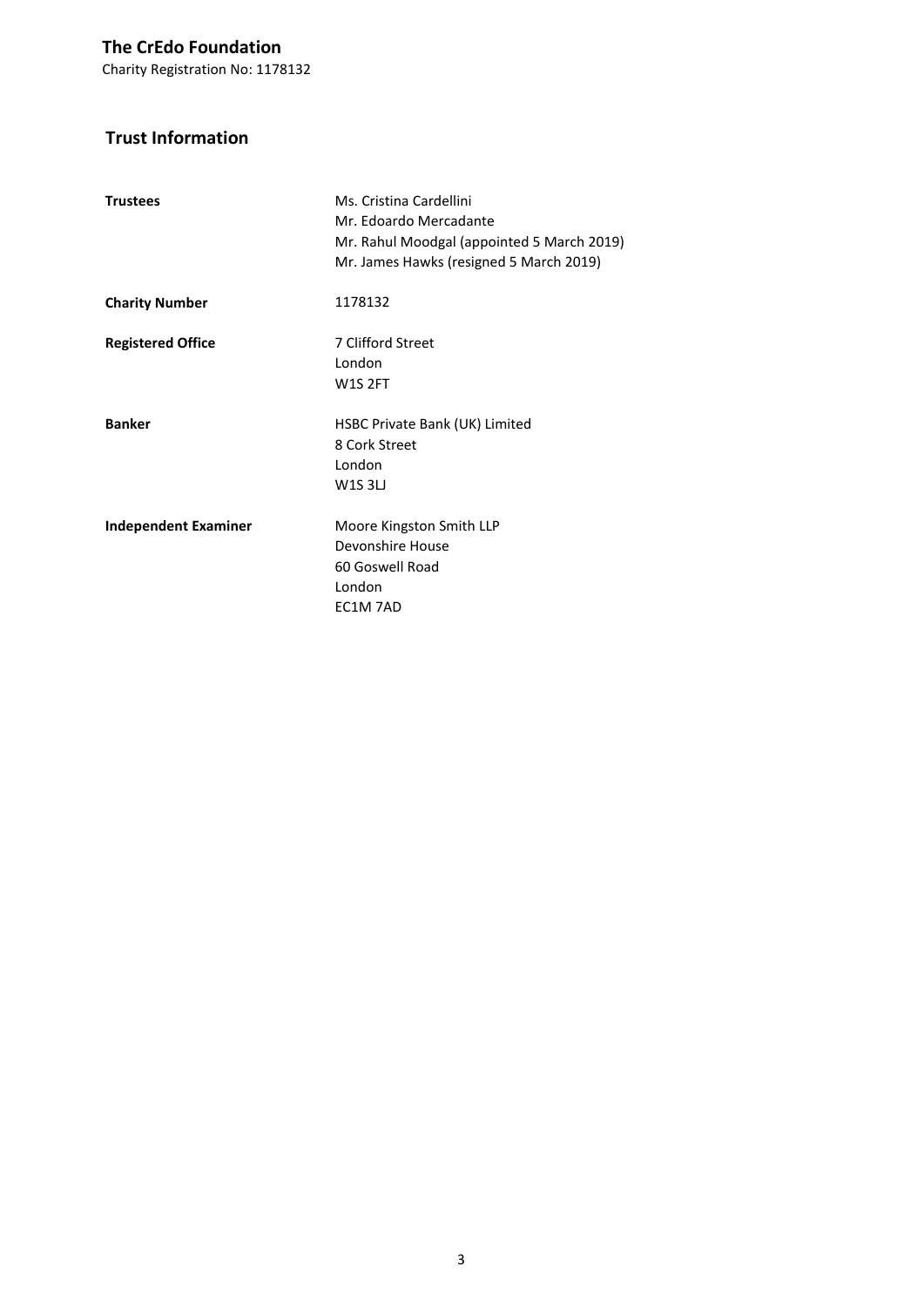# The CrEdo Foundation

Charity Registration No: 1178132

## Trust Information

| | |
|---|---|
| **Trustees** | Ms. Cristina Cardellini<br>Mr. Edoardo Mercadante<br>Mr. Rahul Moodgal (appointed 5 March 2019)<br>Mr. James Hawks (resigned 5 March 2019) |
| **Charity Number** | 1178132 |
| **Registered Office** | 7 Clifford Street<br>London<br>W1S 2FT |
| **Banker** | HSBC Private Bank (UK) Limited<br>8 Cork Street<br>London<br>W1S 3LJ |
| **Independent Examiner** | Moore Kingston Smith LLP<br>Devonshire House<br>60 Goswell Road<br>London<br>EC1M 7AD |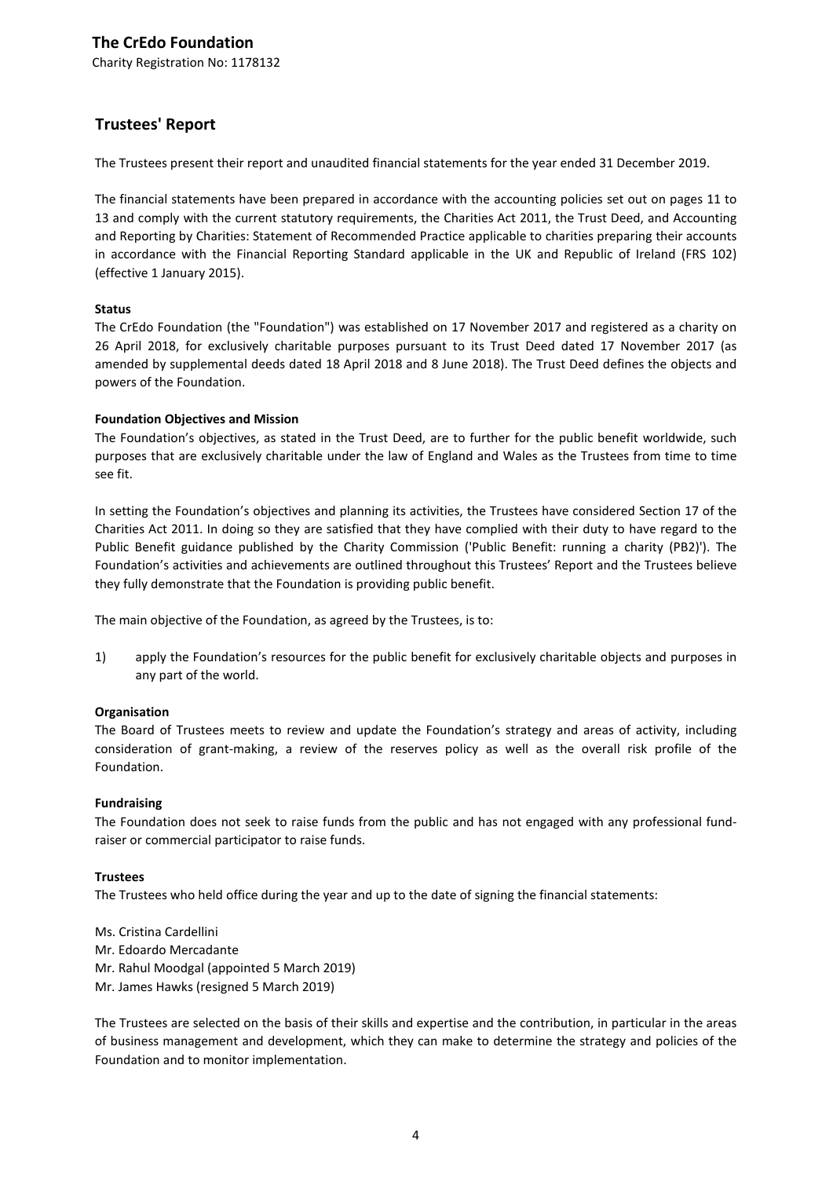# The CrEdo Foundation

Charity Registration No: 1178132

## Trustees' Report

The Trustees present their report and unaudited financial statements for the year ended 31 December 2019.

The financial statements have been prepared in accordance with the accounting policies set out on pages 11 to 13 and comply with the current statutory requirements, the Charities Act 2011, the Trust Deed, and Accounting and Reporting by Charities: Statement of Recommended Practice applicable to charities preparing their accounts in accordance with the Financial Reporting Standard applicable in the UK and Republic of Ireland (FRS 102) (effective 1 January 2015).

**Status**

The CrEdo Foundation (the "Foundation") was established on 17 November 2017 and registered as a charity on 26 April 2018, for exclusively charitable purposes pursuant to its Trust Deed dated 17 November 2017 (as amended by supplemental deeds dated 18 April 2018 and 8 June 2018). The Trust Deed defines the objects and powers of the Foundation.

**Foundation Objectives and Mission**

The Foundation's objectives, as stated in the Trust Deed, are to further for the public benefit worldwide, such purposes that are exclusively charitable under the law of England and Wales as the Trustees from time to time see fit.

In setting the Foundation's objectives and planning its activities, the Trustees have considered Section 17 of the Charities Act 2011. In doing so they are satisfied that they have complied with their duty to have regard to the Public Benefit guidance published by the Charity Commission ('Public Benefit: running a charity (PB2)'). The Foundation's activities and achievements are outlined throughout this Trustees' Report and the Trustees believe they fully demonstrate that the Foundation is providing public benefit.

The main objective of the Foundation, as agreed by the Trustees, is to:

1) apply the Foundation's resources for the public benefit for exclusively charitable objects and purposes in any part of the world.

**Organisation**

The Board of Trustees meets to review and update the Foundation's strategy and areas of activity, including consideration of grant-making, a review of the reserves policy as well as the overall risk profile of the Foundation.

**Fundraising**

The Foundation does not seek to raise funds from the public and has not engaged with any professional fund-raiser or commercial participator to raise funds.

**Trustees**

The Trustees who held office during the year and up to the date of signing the financial statements:

Ms. Cristina Cardellini  
Mr. Edoardo Mercadante  
Mr. Rahul Moodgal (appointed 5 March 2019)  
Mr. James Hawks (resigned 5 March 2019)

The Trustees are selected on the basis of their skills and expertise and the contribution, in particular in the areas of business management and development, which they can make to determine the strategy and policies of the Foundation and to monitor implementation.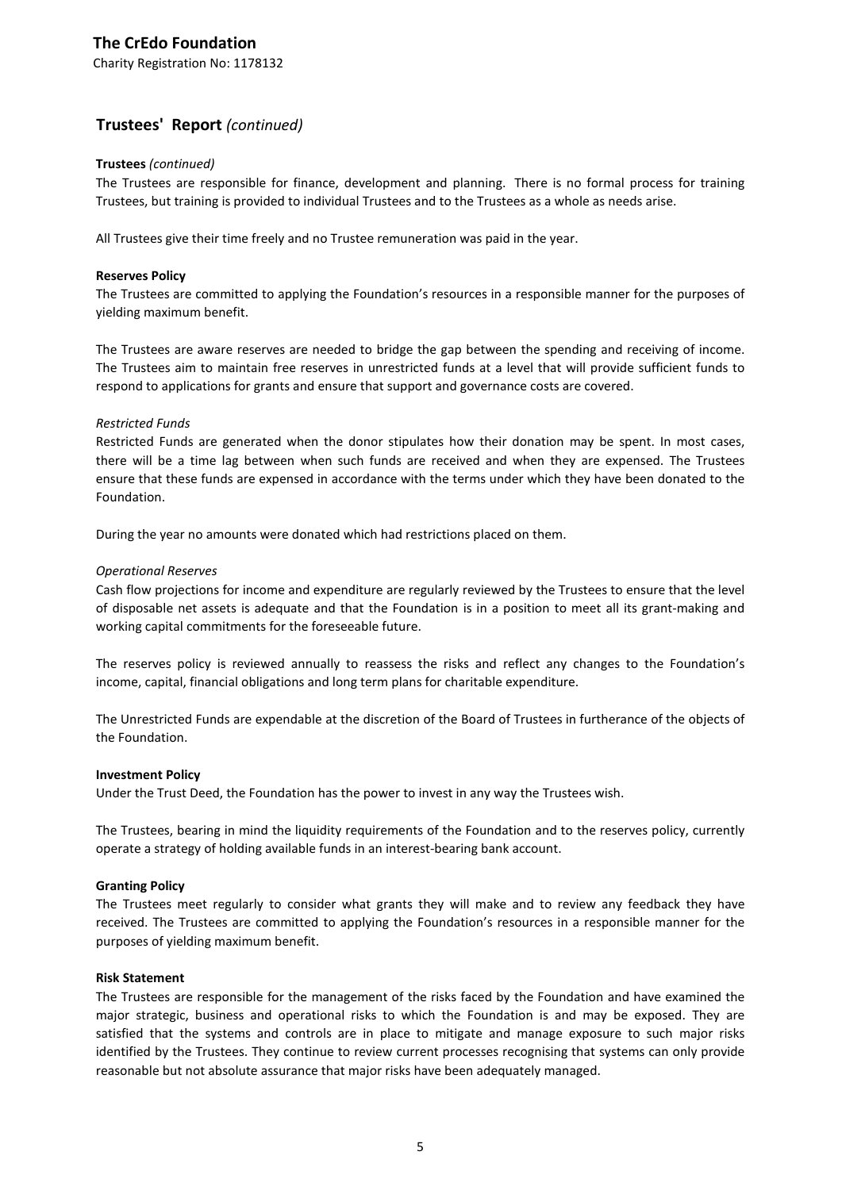# The CrEdo Foundation

Charity Registration No: 1178132

## Trustees' Report *(continued)*

**Trustees** *(continued)*

The Trustees are responsible for finance, development and planning. There is no formal process for training Trustees, but training is provided to individual Trustees and to the Trustees as a whole as needs arise.

All Trustees give their time freely and no Trustee remuneration was paid in the year.

**Reserves Policy**

The Trustees are committed to applying the Foundation's resources in a responsible manner for the purposes of yielding maximum benefit.

The Trustees are aware reserves are needed to bridge the gap between the spending and receiving of income. The Trustees aim to maintain free reserves in unrestricted funds at a level that will provide sufficient funds to respond to applications for grants and ensure that support and governance costs are covered.

*Restricted Funds*

Restricted Funds are generated when the donor stipulates how their donation may be spent. In most cases, there will be a time lag between when such funds are received and when they are expensed. The Trustees ensure that these funds are expensed in accordance with the terms under which they have been donated to the Foundation.

During the year no amounts were donated which had restrictions placed on them.

*Operational Reserves*

Cash flow projections for income and expenditure are regularly reviewed by the Trustees to ensure that the level of disposable net assets is adequate and that the Foundation is in a position to meet all its grant-making and working capital commitments for the foreseeable future.

The reserves policy is reviewed annually to reassess the risks and reflect any changes to the Foundation's income, capital, financial obligations and long term plans for charitable expenditure.

The Unrestricted Funds are expendable at the discretion of the Board of Trustees in furtherance of the objects of the Foundation.

**Investment Policy**

Under the Trust Deed, the Foundation has the power to invest in any way the Trustees wish.

The Trustees, bearing in mind the liquidity requirements of the Foundation and to the reserves policy, currently operate a strategy of holding available funds in an interest-bearing bank account.

**Granting Policy**

The Trustees meet regularly to consider what grants they will make and to review any feedback they have received. The Trustees are committed to applying the Foundation's resources in a responsible manner for the purposes of yielding maximum benefit.

**Risk Statement**

The Trustees are responsible for the management of the risks faced by the Foundation and have examined the major strategic, business and operational risks to which the Foundation is and may be exposed. They are satisfied that the systems and controls are in place to mitigate and manage exposure to such major risks identified by the Trustees. They continue to review current processes recognising that systems can only provide reasonable but not absolute assurance that major risks have been adequately managed.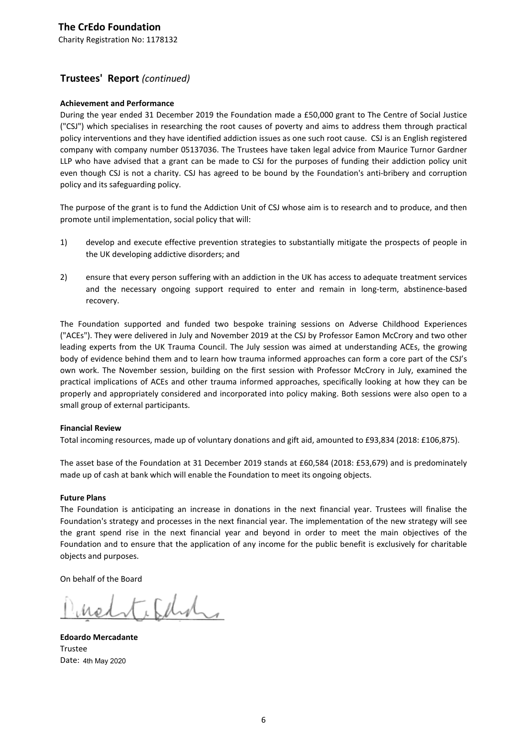**The CrEdo Foundation**
Charity Registration No: 1178132

## Trustees' Report *(continued)*

**Achievement and Performance**

During the year ended 31 December 2019 the Foundation made a £50,000 grant to The Centre of Social Justice ("CSJ") which specialises in researching the root causes of poverty and aims to address them through practical policy interventions and they have identified addiction issues as one such root cause. CSJ is an English registered company with company number 05137036. The Trustees have taken legal advice from Maurice Turnor Gardner LLP who have advised that a grant can be made to CSJ for the purposes of funding their addiction policy unit even though CSJ is not a charity. CSJ has agreed to be bound by the Foundation's anti-bribery and corruption policy and its safeguarding policy.

The purpose of the grant is to fund the Addiction Unit of CSJ whose aim is to research and to produce, and then promote until implementation, social policy that will:

1) develop and execute effective prevention strategies to substantially mitigate the prospects of people in the UK developing addictive disorders; and

2) ensure that every person suffering with an addiction in the UK has access to adequate treatment services and the necessary ongoing support required to enter and remain in long-term, abstinence-based recovery.

The Foundation supported and funded two bespoke training sessions on Adverse Childhood Experiences ("ACEs"). They were delivered in July and November 2019 at the CSJ by Professor Eamon McCrory and two other leading experts from the UK Trauma Council. The July session was aimed at understanding ACEs, the growing body of evidence behind them and to learn how trauma informed approaches can form a core part of the CSJ's own work. The November session, building on the first session with Professor McCrory in July, examined the practical implications of ACEs and other trauma informed approaches, specifically looking at how they can be properly and appropriately considered and incorporated into policy making. Both sessions were also open to a small group of external participants.

**Financial Review**

Total incoming resources, made up of voluntary donations and gift aid, amounted to £93,834 (2018: £106,875).

The asset base of the Foundation at 31 December 2019 stands at £60,584 (2018: £53,679) and is predominately made up of cash at bank which will enable the Foundation to meet its ongoing objects.

**Future Plans**

The Foundation is anticipating an increase in donations in the next financial year. Trustees will finalise the Foundation's strategy and processes in the next financial year. The implementation of the new strategy will see the grant spend rise in the next financial year and beyond in order to meet the main objectives of the Foundation and to ensure that the application of any income for the public benefit is exclusively for charitable objects and purposes.

On behalf of the Board

**Edoardo Mercadante**
Trustee
Date: 4th May 2020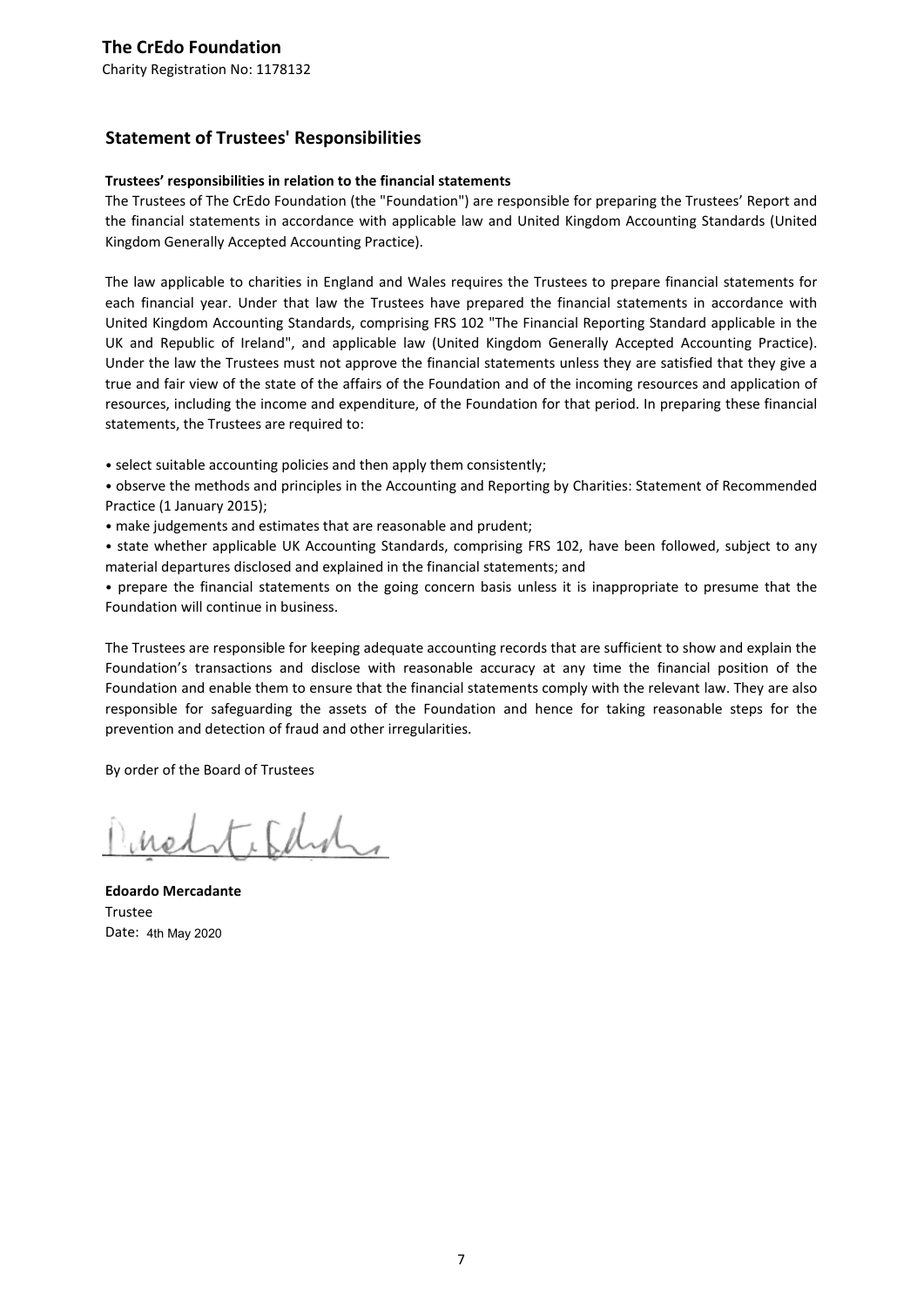**The CrEdo Foundation**

Charity Registration No: 1178132

## Statement of Trustees' Responsibilities

**Trustees' responsibilities in relation to the financial statements**

The Trustees of The CrEdo Foundation (the "Foundation") are responsible for preparing the Trustees' Report and the financial statements in accordance with applicable law and United Kingdom Accounting Standards (United Kingdom Generally Accepted Accounting Practice).

The law applicable to charities in England and Wales requires the Trustees to prepare financial statements for each financial year. Under that law the Trustees have prepared the financial statements in accordance with United Kingdom Accounting Standards, comprising FRS 102 "The Financial Reporting Standard applicable in the UK and Republic of Ireland", and applicable law (United Kingdom Generally Accepted Accounting Practice). Under the law the Trustees must not approve the financial statements unless they are satisfied that they give a true and fair view of the state of the affairs of the Foundation and of the incoming resources and application of resources, including the income and expenditure, of the Foundation for that period. In preparing these financial statements, the Trustees are required to:

- select suitable accounting policies and then apply them consistently;
- observe the methods and principles in the Accounting and Reporting by Charities: Statement of Recommended Practice (1 January 2015);
- make judgements and estimates that are reasonable and prudent;
- state whether applicable UK Accounting Standards, comprising FRS 102, have been followed, subject to any material departures disclosed and explained in the financial statements; and
- prepare the financial statements on the going concern basis unless it is inappropriate to presume that the Foundation will continue in business.

The Trustees are responsible for keeping adequate accounting records that are sufficient to show and explain the Foundation's transactions and disclose with reasonable accuracy at any time the financial position of the Foundation and enable them to ensure that the financial statements comply with the relevant law. They are also responsible for safeguarding the assets of the Foundation and hence for taking reasonable steps for the prevention and detection of fraud and other irregularities.

By order of the Board of Trustees

**Edoardo Mercadante**
Trustee
Date: 4th May 2020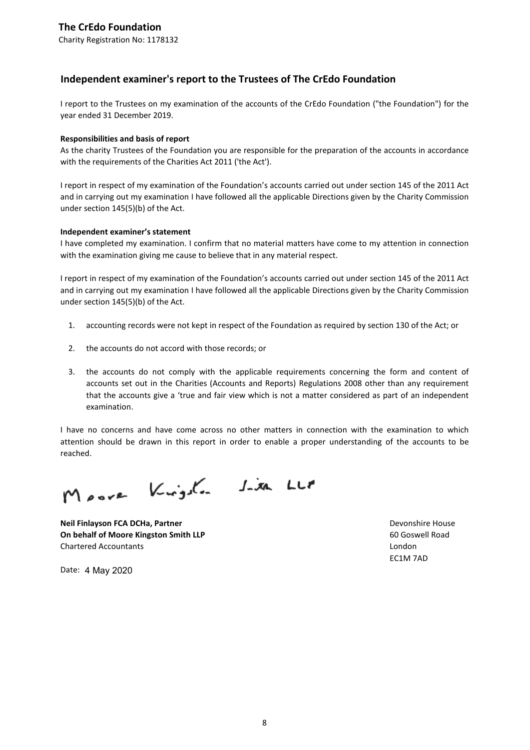**The CrEdo Foundation**

Charity Registration No: 1178132

## Independent examiner's report to the Trustees of The CrEdo Foundation

I report to the Trustees on my examination of the accounts of the CrEdo Foundation ("the Foundation") for the year ended 31 December 2019.

**Responsibilities and basis of report**

As the charity Trustees of the Foundation you are responsible for the preparation of the accounts in accordance with the requirements of the Charities Act 2011 ('the Act').

I report in respect of my examination of the Foundation's accounts carried out under section 145 of the 2011 Act and in carrying out my examination I have followed all the applicable Directions given by the Charity Commission under section 145(5)(b) of the Act.

**Independent examiner's statement**

I have completed my examination. I confirm that no material matters have come to my attention in connection with the examination giving me cause to believe that in any material respect.

I report in respect of my examination of the Foundation's accounts carried out under section 145 of the 2011 Act and in carrying out my examination I have followed all the applicable Directions given by the Charity Commission under section 145(5)(b) of the Act.

1. accounting records were not kept in respect of the Foundation as required by section 130 of the Act; or
2. the accounts do not accord with those records; or
3. the accounts do not comply with the applicable requirements concerning the form and content of accounts set out in the Charities (Accounts and Reports) Regulations 2008 other than any requirement that the accounts give a 'true and fair view which is not a matter considered as part of an independent examination.

I have no concerns and have come across no other matters in connection with the examination to which attention should be drawn in this report in order to enable a proper understanding of the accounts to be reached.

Moore Kingston Smith LLP

**Neil Finlayson FCA DCHa, Partner**
**On behalf of Moore Kingston Smith LLP**
Chartered Accountants

Devonshire House
60 Goswell Road
London
EC1M 7AD

Date: 4 May 2020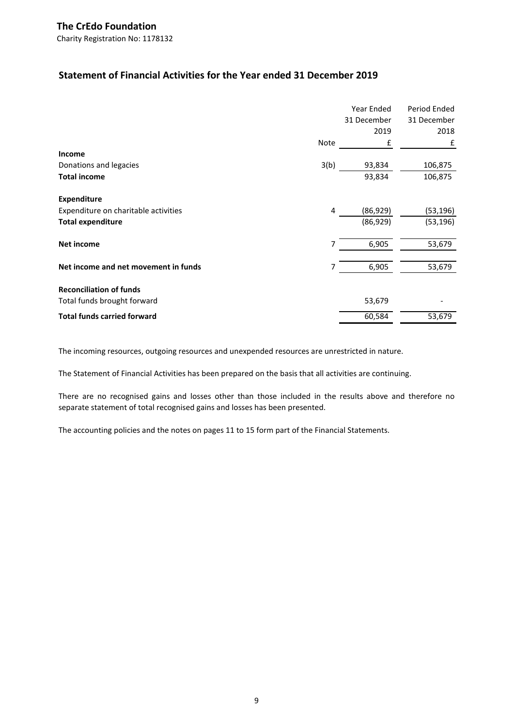**The CrEdo Foundation**

Charity Registration No: 1178132

## Statement of Financial Activities for the Year ended 31 December 2019

| | Note | Year Ended 31 December 2019 £ | Period Ended 31 December 2018 £ |
|---|---|---|---|
| **Income** | | | |
| Donations and legacies | 3(b) | 93,834 | 106,875 |
| **Total income** | | 93,834 | 106,875 |
| **Expenditure** | | | |
| Expenditure on charitable activities | 4 | (86,929) | (53,196) |
| **Total expenditure** | | (86,929) | (53,196) |
| **Net income** | 7 | 6,905 | 53,679 |
| **Net income and net movement in funds** | 7 | 6,905 | 53,679 |
| **Reconciliation of funds** | | | |
| Total funds brought forward | | 53,679 | - |
| **Total funds carried forward** | | 60,584 | 53,679 |

The incoming resources, outgoing resources and unexpended resources are unrestricted in nature.

The Statement of Financial Activities has been prepared on the basis that all activities are continuing.

There are no recognised gains and losses other than those included in the results above and therefore no separate statement of total recognised gains and losses has been presented.

The accounting policies and the notes on pages 11 to 15 form part of the Financial Statements.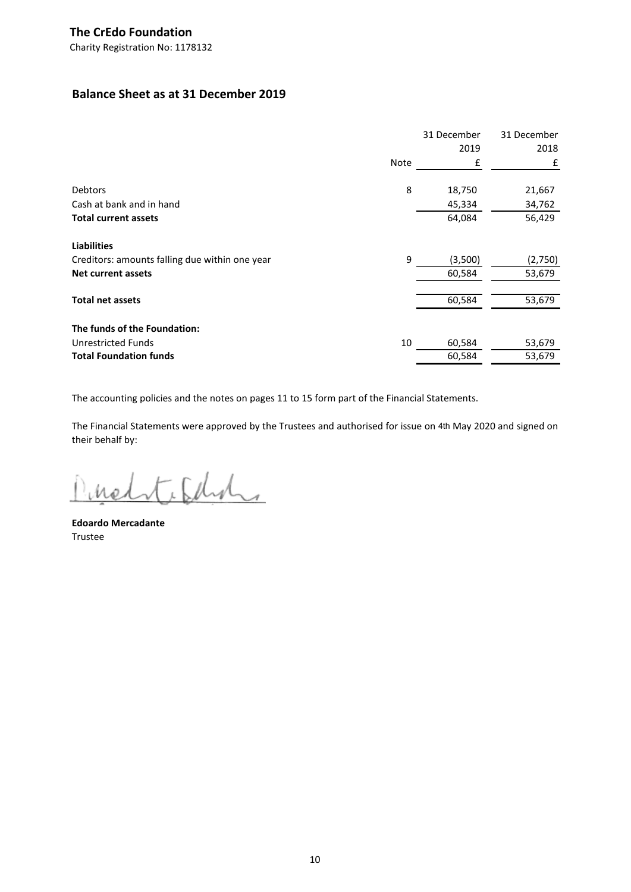**The CrEdo Foundation**
Charity Registration No: 1178132

## Balance Sheet as at 31 December 2019

| | Note | 31 December 2019 £ | 31 December 2018 £ |
|---|---|---|---|
| Debtors | 8 | 18,750 | 21,667 |
| Cash at bank and in hand | | 45,334 | 34,762 |
| **Total current assets** | | 64,084 | 56,429 |
| | | | |
| **Liabilities** | | | |
| Creditors: amounts falling due within one year | 9 | (3,500) | (2,750) |
| **Net current assets** | | 60,584 | 53,679 |
| | | | |
| **Total net assets** | | 60,584 | 53,679 |
| | | | |
| **The funds of the Foundation:** | | | |
| Unrestricted Funds | 10 | 60,584 | 53,679 |
| **Total Foundation funds** | | 60,584 | 53,679 |

The accounting policies and the notes on pages 11 to 15 form part of the Financial Statements.

The Financial Statements were approved by the Trustees and authorised for issue on 4th May 2020 and signed on their behalf by:

**Edoardo Mercadante**
Trustee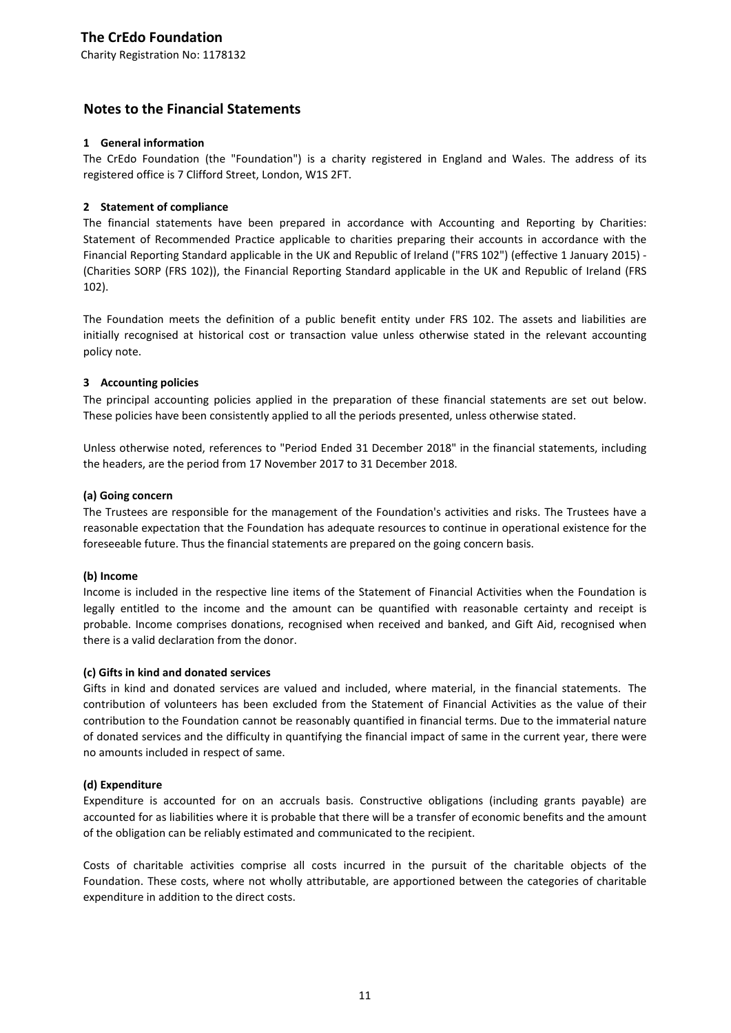# The CrEdo Foundation

Charity Registration No: 1178132

## Notes to the Financial Statements

### 1 General information

The CrEdo Foundation (the "Foundation") is a charity registered in England and Wales. The address of its registered office is 7 Clifford Street, London, W1S 2FT.

### 2 Statement of compliance

The financial statements have been prepared in accordance with Accounting and Reporting by Charities: Statement of Recommended Practice applicable to charities preparing their accounts in accordance with the Financial Reporting Standard applicable in the UK and Republic of Ireland ("FRS 102") (effective 1 January 2015) - (Charities SORP (FRS 102)), the Financial Reporting Standard applicable in the UK and Republic of Ireland (FRS 102).

The Foundation meets the definition of a public benefit entity under FRS 102. The assets and liabilities are initially recognised at historical cost or transaction value unless otherwise stated in the relevant accounting policy note.

### 3 Accounting policies

The principal accounting policies applied in the preparation of these financial statements are set out below. These policies have been consistently applied to all the periods presented, unless otherwise stated.

Unless otherwise noted, references to "Period Ended 31 December 2018" in the financial statements, including the headers, are the period from 17 November 2017 to 31 December 2018.

#### (a) Going concern

The Trustees are responsible for the management of the Foundation's activities and risks. The Trustees have a reasonable expectation that the Foundation has adequate resources to continue in operational existence for the foreseeable future. Thus the financial statements are prepared on the going concern basis.

#### (b) Income

Income is included in the respective line items of the Statement of Financial Activities when the Foundation is legally entitled to the income and the amount can be quantified with reasonable certainty and receipt is probable. Income comprises donations, recognised when received and banked, and Gift Aid, recognised when there is a valid declaration from the donor.

#### (c) Gifts in kind and donated services

Gifts in kind and donated services are valued and included, where material, in the financial statements. The contribution of volunteers has been excluded from the Statement of Financial Activities as the value of their contribution to the Foundation cannot be reasonably quantified in financial terms. Due to the immaterial nature of donated services and the difficulty in quantifying the financial impact of same in the current year, there were no amounts included in respect of same.

#### (d) Expenditure

Expenditure is accounted for on an accruals basis. Constructive obligations (including grants payable) are accounted for as liabilities where it is probable that there will be a transfer of economic benefits and the amount of the obligation can be reliably estimated and communicated to the recipient.

Costs of charitable activities comprise all costs incurred in the pursuit of the charitable objects of the Foundation. These costs, where not wholly attributable, are apportioned between the categories of charitable expenditure in addition to the direct costs.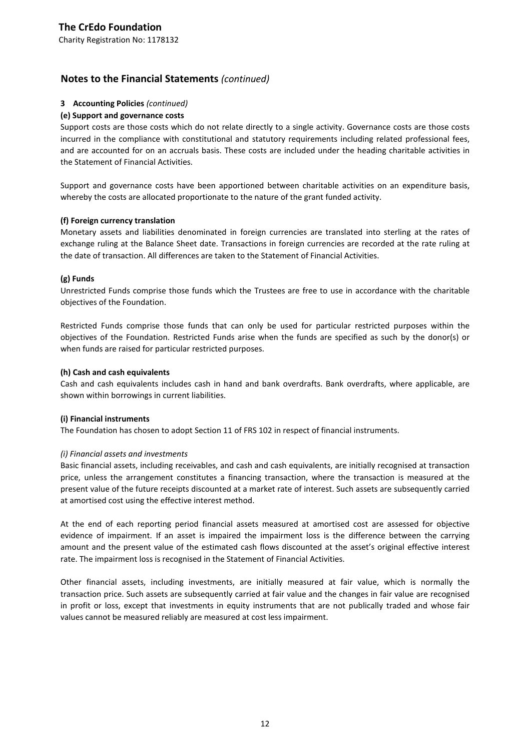# The CrEdo Foundation

Charity Registration No: 1178132

## Notes to the Financial Statements *(continued)*

### 3 Accounting Policies *(continued)*

**(e) Support and governance costs**

Support costs are those costs which do not relate directly to a single activity. Governance costs are those costs incurred in the compliance with constitutional and statutory requirements including related professional fees, and are accounted for on an accruals basis. These costs are included under the heading charitable activities in the Statement of Financial Activities.

Support and governance costs have been apportioned between charitable activities on an expenditure basis, whereby the costs are allocated proportionate to the nature of the grant funded activity.

**(f) Foreign currency translation**

Monetary assets and liabilities denominated in foreign currencies are translated into sterling at the rates of exchange ruling at the Balance Sheet date. Transactions in foreign currencies are recorded at the rate ruling at the date of transaction. All differences are taken to the Statement of Financial Activities.

**(g) Funds**

Unrestricted Funds comprise those funds which the Trustees are free to use in accordance with the charitable objectives of the Foundation.

Restricted Funds comprise those funds that can only be used for particular restricted purposes within the objectives of the Foundation. Restricted Funds arise when the funds are specified as such by the donor(s) or when funds are raised for particular restricted purposes.

**(h) Cash and cash equivalents**

Cash and cash equivalents includes cash in hand and bank overdrafts. Bank overdrafts, where applicable, are shown within borrowings in current liabilities.

**(i) Financial instruments**

The Foundation has chosen to adopt Section 11 of FRS 102 in respect of financial instruments.

*(i) Financial assets and investments*

Basic financial assets, including receivables, and cash and cash equivalents, are initially recognised at transaction price, unless the arrangement constitutes a financing transaction, where the transaction is measured at the present value of the future receipts discounted at a market rate of interest. Such assets are subsequently carried at amortised cost using the effective interest method.

At the end of each reporting period financial assets measured at amortised cost are assessed for objective evidence of impairment. If an asset is impaired the impairment loss is the difference between the carrying amount and the present value of the estimated cash flows discounted at the asset's original effective interest rate. The impairment loss is recognised in the Statement of Financial Activities.

Other financial assets, including investments, are initially measured at fair value, which is normally the transaction price. Such assets are subsequently carried at fair value and the changes in fair value are recognised in profit or loss, except that investments in equity instruments that are not publically traded and whose fair values cannot be measured reliably are measured at cost less impairment.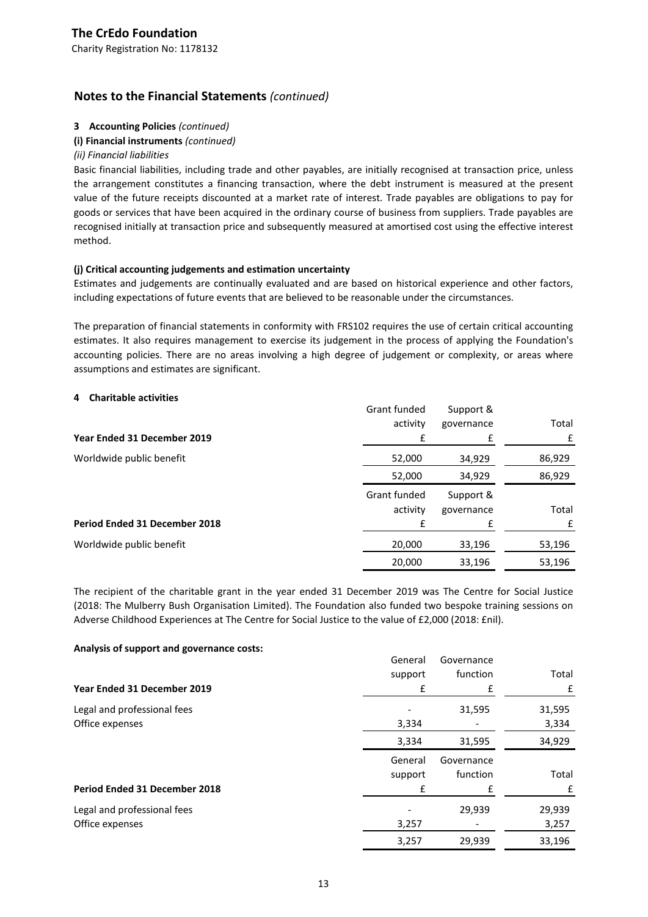**The CrEdo Foundation**

Charity Registration No: 1178132

## Notes to the Financial Statements *(continued)*

### 3 Accounting Policies *(continued)*

**(i) Financial instruments** *(continued)*

*(ii) Financial liabilities*

Basic financial liabilities, including trade and other payables, are initially recognised at transaction price, unless the arrangement constitutes a financing transaction, where the debt instrument is measured at the present value of the future receipts discounted at a market rate of interest. Trade payables are obligations to pay for goods or services that have been acquired in the ordinary course of business from suppliers. Trade payables are recognised initially at transaction price and subsequently measured at amortised cost using the effective interest method.

**(j) Critical accounting judgements and estimation uncertainty**

Estimates and judgements are continually evaluated and are based on historical experience and other factors, including expectations of future events that are believed to be reasonable under the circumstances.

The preparation of financial statements in conformity with FRS102 requires the use of certain critical accounting estimates. It also requires management to exercise its judgement in the process of applying the Foundation's accounting policies. There are no areas involving a high degree of judgement or complexity, or areas where assumptions and estimates are significant.

### 4 Charitable activities

| Year Ended 31 December 2019 | Grant funded activity £ | Support & governance £ | Total £ |
|---|---|---|---|
| Worldwide public benefit | 52,000 | 34,929 | 86,929 |
| | 52,000 | 34,929 | 86,929 |

| Period Ended 31 December 2018 | Grant funded activity £ | Support & governance £ | Total £ |
|---|---|---|---|
| Worldwide public benefit | 20,000 | 33,196 | 53,196 |
| | 20,000 | 33,196 | 53,196 |

The recipient of the charitable grant in the year ended 31 December 2019 was The Centre for Social Justice (2018: The Mulberry Bush Organisation Limited). The Foundation also funded two bespoke training sessions on Adverse Childhood Experiences at The Centre for Social Justice to the value of £2,000 (2018: £nil).

**Analysis of support and governance costs:**

| Year Ended 31 December 2019 | General support £ | Governance function £ | Total £ |
|---|---|---|---|
| Legal and professional fees | - | 31,595 | 31,595 |
| Office expenses | 3,334 | - | 3,334 |
| | 3,334 | 31,595 | 34,929 |

| Period Ended 31 December 2018 | General support £ | Governance function £ | Total £ |
|---|---|---|---|
| Legal and professional fees | - | 29,939 | 29,939 |
| Office expenses | 3,257 | - | 3,257 |
| | 3,257 | 29,939 | 33,196 |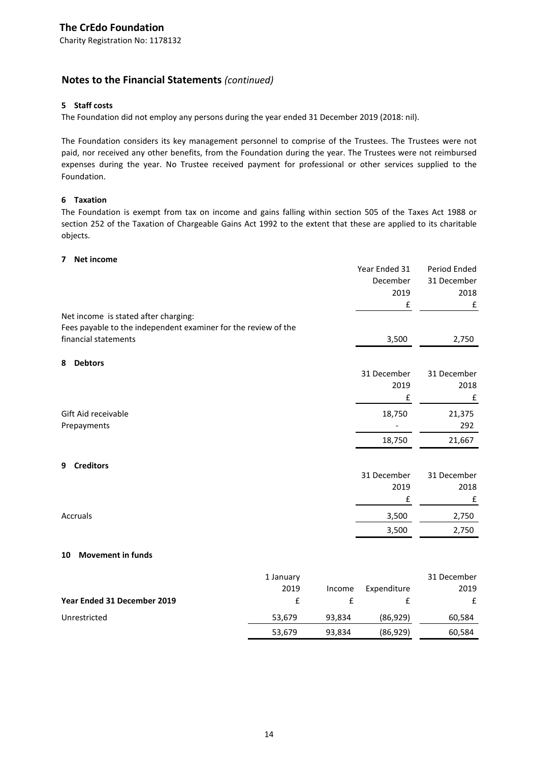**The CrEdo Foundation**

Charity Registration No: 1178132

## Notes to the Financial Statements *(continued)*

### 5 Staff costs

The Foundation did not employ any persons during the year ended 31 December 2019 (2018: nil).

The Foundation considers its key management personnel to comprise of the Trustees. The Trustees were not paid, nor received any other benefits, from the Foundation during the year. The Trustees were not reimbursed expenses during the year. No Trustee received payment for professional or other services supplied to the Foundation.

### 6 Taxation

The Foundation is exempt from tax on income and gains falling within section 505 of the Taxes Act 1988 or section 252 of the Taxation of Chargeable Gains Act 1992 to the extent that these are applied to its charitable objects.

### 7 Net income

| | Year Ended 31 December 2019 £ | Period Ended 31 December 2018 £ |
|---|---|---|
| Net income is stated after charging: | | |
| Fees payable to the independent examiner for the review of the financial statements | 3,500 | 2,750 |

### 8 Debtors

| | 31 December 2019 £ | 31 December 2018 £ |
|---|---|---|
| Gift Aid receivable | 18,750 | 21,375 |
| Prepayments | - | 292 |
| | 18,750 | 21,667 |

### 9 Creditors

| | 31 December 2019 £ | 31 December 2018 £ |
|---|---|---|
| Accruals | 3,500 | 2,750 |
| | 3,500 | 2,750 |

### 10 Movement in funds

| Year Ended 31 December 2019 | 1 January 2019 £ | Income £ | Expenditure £ | 31 December 2019 £ |
|---|---|---|---|---|
| Unrestricted | 53,679 | 93,834 | (86,929) | 60,584 |
| | 53,679 | 93,834 | (86,929) | 60,584 |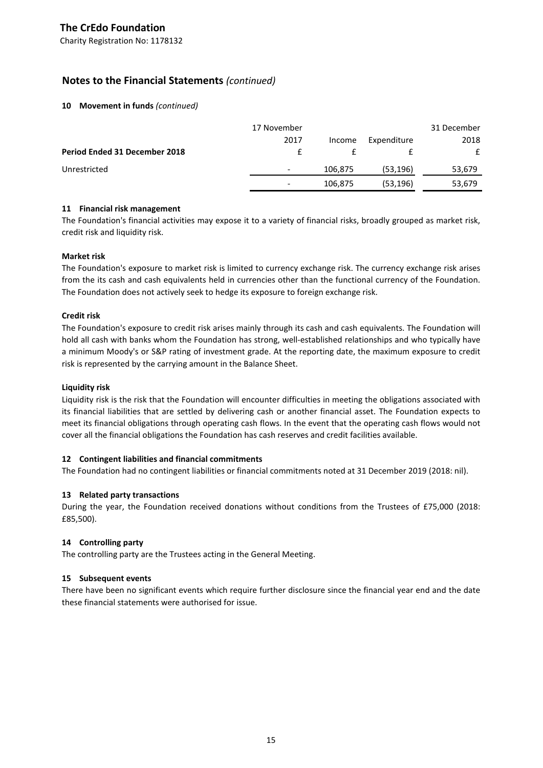## Notes to the Financial Statements *(continued)*

### 10 Movement in funds *(continued)*

| Period Ended 31 December 2018 | 17 November 2017 £ | Income £ | Expenditure £ | 31 December 2018 £ |
|---|---|---|---|---|
| Unrestricted | - | 106,875 | (53,196) | 53,679 |
| | - | 106,875 | (53,196) | 53,679 |

### 11 Financial risk management

The Foundation's financial activities may expose it to a variety of financial risks, broadly grouped as market risk, credit risk and liquidity risk.

**Market risk**

The Foundation's exposure to market risk is limited to currency exchange risk. The currency exchange risk arises from the its cash and cash equivalents held in currencies other than the functional currency of the Foundation. The Foundation does not actively seek to hedge its exposure to foreign exchange risk.

**Credit risk**

The Foundation's exposure to credit risk arises mainly through its cash and cash equivalents. The Foundation will hold all cash with banks whom the Foundation has strong, well-established relationships and who typically have a minimum Moody's or S&P rating of investment grade. At the reporting date, the maximum exposure to credit risk is represented by the carrying amount in the Balance Sheet.

**Liquidity risk**

Liquidity risk is the risk that the Foundation will encounter difficulties in meeting the obligations associated with its financial liabilities that are settled by delivering cash or another financial asset. The Foundation expects to meet its financial obligations through operating cash flows. In the event that the operating cash flows would not cover all the financial obligations the Foundation has cash reserves and credit facilities available.

### 12 Contingent liabilities and financial commitments

The Foundation had no contingent liabilities or financial commitments noted at 31 December 2019 (2018: nil).

### 13 Related party transactions

During the year, the Foundation received donations without conditions from the Trustees of £75,000 (2018: £85,500).

### 14 Controlling party

The controlling party are the Trustees acting in the General Meeting.

### 15 Subsequent events

There have been no significant events which require further disclosure since the financial year end and the date these financial statements were authorised for issue.